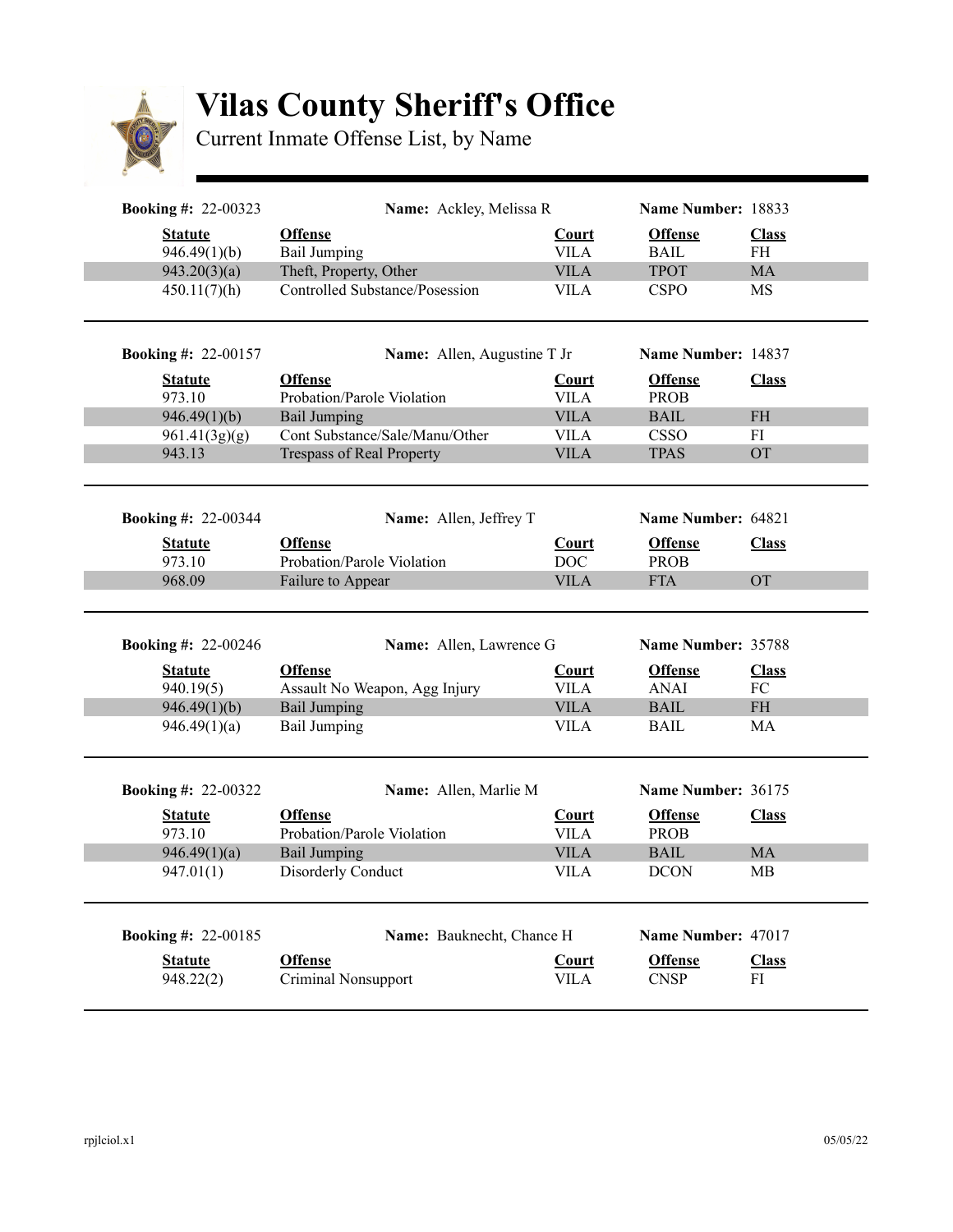# Vilas County Sheriff's Office

Current Inmate Offense List, by Name

**Booking #:** 22-00323 **Name:** Ackley, Melissa R **Name Number:** 18833

| Statute | Offense | Court | Offense | Class |
|---|---|---|---|---|
| 946.49(1)(b) | Bail Jumping | VILA | BAIL | FH |
| 943.20(3)(a) | Theft, Property, Other | VILA | TPOT | MA |
| 450.11(7)(h) | Controlled Substance/Posession | VILA | CSPO | MS |

**Booking #:** 22-00157 **Name:** Allen, Augustine T Jr **Name Number:** 14837

| Statute | Offense | Court | Offense | Class |
|---|---|---|---|---|
| 973.10 | Probation/Parole Violation | VILA | PROB | |
| 946.49(1)(b) | Bail Jumping | VILA | BAIL | FH |
| 961.41(3g)(g) | Cont Substance/Sale/Manu/Other | VILA | CSSO | FI |
| 943.13 | Trespass of Real Property | VILA | TPAS | OT |

**Booking #:** 22-00344 **Name:** Allen, Jeffrey T **Name Number:** 64821

| Statute | Offense | Court | Offense | Class |
|---|---|---|---|---|
| 973.10 | Probation/Parole Violation | DOC | PROB | |
| 968.09 | Failure to Appear | VILA | FTA | OT |

**Booking #:** 22-00246 **Name:** Allen, Lawrence G **Name Number:** 35788

| Statute | Offense | Court | Offense | Class |
|---|---|---|---|---|
| 940.19(5) | Assault No Weapon, Agg Injury | VILA | ANAI | FC |
| 946.49(1)(b) | Bail Jumping | VILA | BAIL | FH |
| 946.49(1)(a) | Bail Jumping | VILA | BAIL | MA |

**Booking #:** 22-00322 **Name:** Allen, Marlie M **Name Number:** 36175

| Statute | Offense | Court | Offense | Class |
|---|---|---|---|---|
| 973.10 | Probation/Parole Violation | VILA | PROB | |
| 946.49(1)(a) | Bail Jumping | VILA | BAIL | MA |
| 947.01(1) | Disorderly Conduct | VILA | DCON | MB |

**Booking #:** 22-00185 **Name:** Bauknecht, Chance H **Name Number:** 47017

| Statute | Offense | Court | Offense | Class |
|---|---|---|---|---|
| 948.22(2) | Criminal Nonsupport | VILA | CNSP | FI |

rpjlciol.x1 05/05/22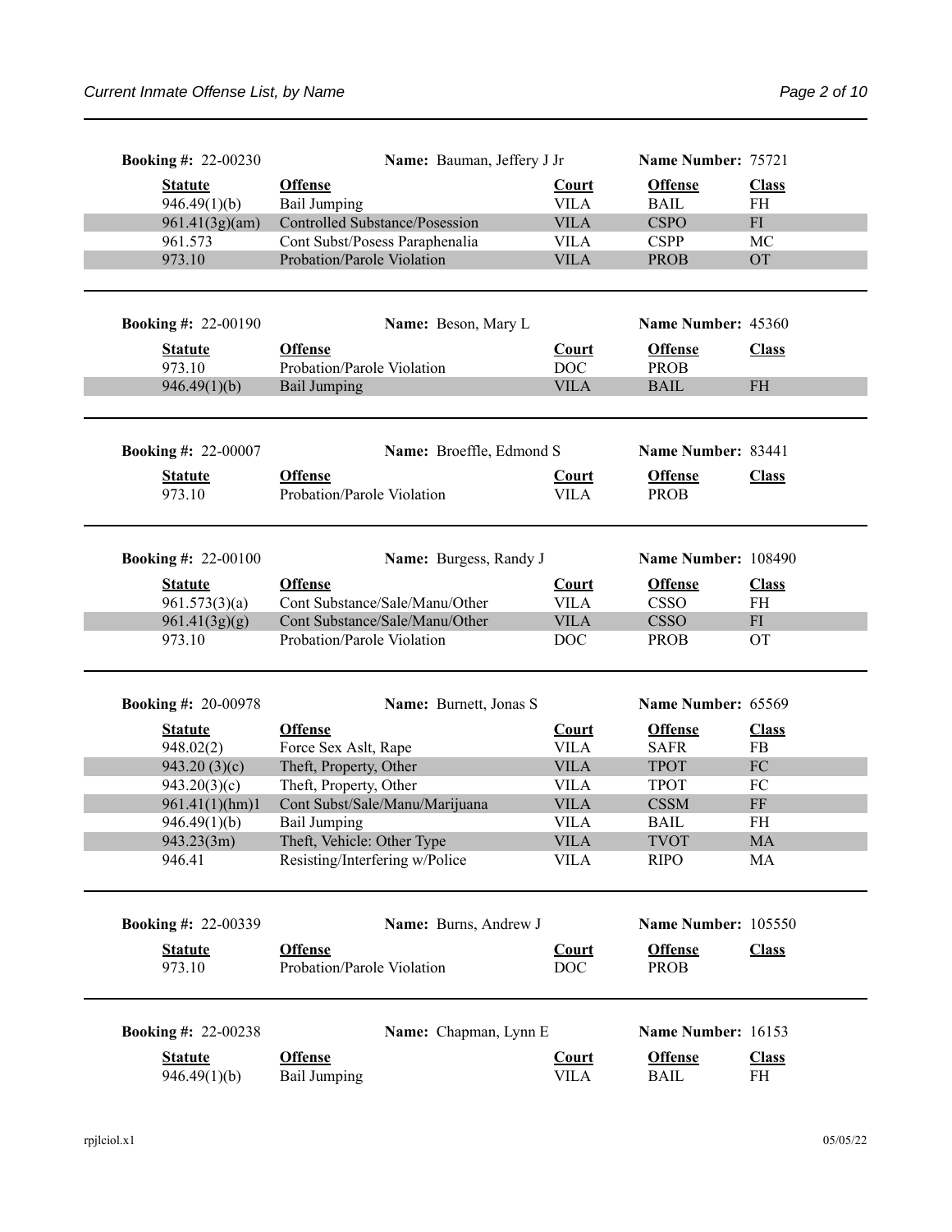**Booking #:** 22-00230 **Name:** Bauman, Jeffery J Jr **Name Number:** 75721

| Statute | Offense | Court | Offense | Class |
|---|---|---|---|---|
| 946.49(1)(b) | Bail Jumping | VILA | BAIL | FH |
| 961.41(3g)(am) | Controlled Substance/Posession | VILA | CSPO | FI |
| 961.573 | Cont Subst/Posess Paraphenalia | VILA | CSPP | MC |
| 973.10 | Probation/Parole Violation | VILA | PROB | OT |

**Booking #:** 22-00190 **Name:** Beson, Mary L **Name Number:** 45360

| Statute | Offense | Court | Offense | Class |
|---|---|---|---|---|
| 973.10 | Probation/Parole Violation | DOC | PROB | |
| 946.49(1)(b) | Bail Jumping | VILA | BAIL | FH |

**Booking #:** 22-00007 **Name:** Broeffle, Edmond S **Name Number:** 83441

| Statute | Offense | Court | Offense | Class |
|---|---|---|---|---|
| 973.10 | Probation/Parole Violation | VILA | PROB | |

**Booking #:** 22-00100 **Name:** Burgess, Randy J **Name Number:** 108490

| Statute | Offense | Court | Offense | Class |
|---|---|---|---|---|
| 961.573(3)(a) | Cont Substance/Sale/Manu/Other | VILA | CSSO | FH |
| 961.41(3g)(g) | Cont Substance/Sale/Manu/Other | VILA | CSSO | FI |
| 973.10 | Probation/Parole Violation | DOC | PROB | OT |

**Booking #:** 20-00978 **Name:** Burnett, Jonas S **Name Number:** 65569

| Statute | Offense | Court | Offense | Class |
|---|---|---|---|---|
| 948.02(2) | Force Sex Aslt, Rape | VILA | SAFR | FB |
| 943.20 (3)(c) | Theft, Property, Other | VILA | TPOT | FC |
| 943.20(3)(c) | Theft, Property, Other | VILA | TPOT | FC |
| 961.41(1)(hm)1 | Cont Subst/Sale/Manu/Marijuana | VILA | CSSM | FF |
| 946.49(1)(b) | Bail Jumping | VILA | BAIL | FH |
| 943.23(3m) | Theft, Vehicle: Other Type | VILA | TVOT | MA |
| 946.41 | Resisting/Interfering w/Police | VILA | RIPO | MA |

**Booking #:** 22-00339 **Name:** Burns, Andrew J **Name Number:** 105550

| Statute | Offense | Court | Offense | Class |
|---|---|---|---|---|
| 973.10 | Probation/Parole Violation | DOC | PROB | |

**Booking #:** 22-00238 **Name:** Chapman, Lynn E **Name Number:** 16153

| Statute | Offense | Court | Offense | Class |
|---|---|---|---|---|
| 946.49(1)(b) | Bail Jumping | VILA | BAIL | FH |

rpjlciol.x1 05/05/22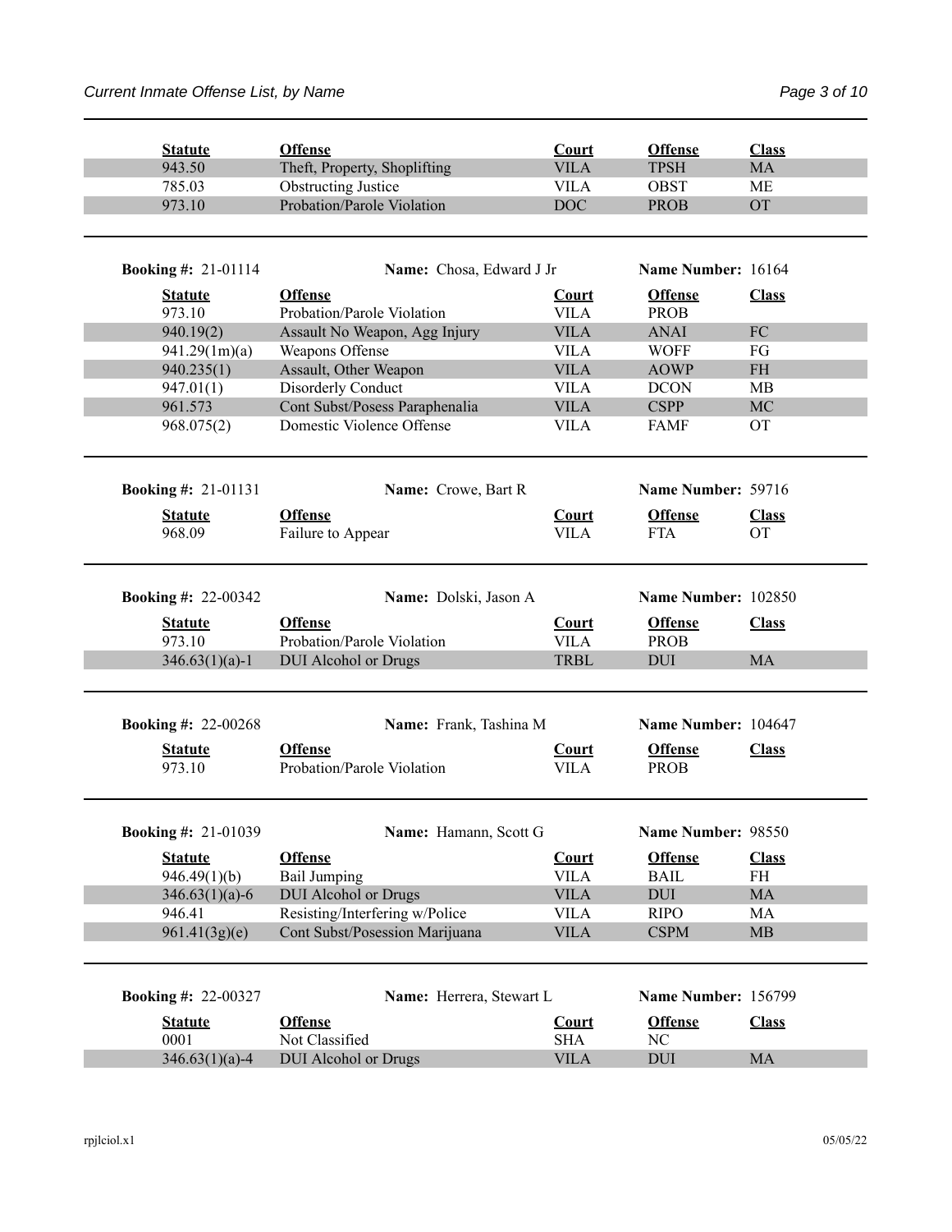| Statute | Offense | Court | Offense | Class |
|---|---|---|---|---|
| 943.50 | Theft, Property, Shoplifting | VILA | TPSH | MA |
| 785.03 | Obstructing Justice | VILA | OBST | ME |
| 973.10 | Probation/Parole Violation | DOC | PROB | OT |

**Booking #:** 21-01114 **Name:** Chosa, Edward J Jr **Name Number:** 16164

| Statute | Offense | Court | Offense | Class |
|---|---|---|---|---|
| 973.10 | Probation/Parole Violation | VILA | PROB | |
| 940.19(2) | Assault No Weapon, Agg Injury | VILA | ANAI | FC |
| 941.29(1m)(a) | Weapons Offense | VILA | WOFF | FG |
| 940.235(1) | Assault, Other Weapon | VILA | AOWP | FH |
| 947.01(1) | Disorderly Conduct | VILA | DCON | MB |
| 961.573 | Cont Subst/Posess Paraphenalia | VILA | CSPP | MC |
| 968.075(2) | Domestic Violence Offense | VILA | FAMF | OT |

**Booking #:** 21-01131 **Name:** Crowe, Bart R **Name Number:** 59716

| Statute | Offense | Court | Offense | Class |
|---|---|---|---|---|
| 968.09 | Failure to Appear | VILA | FTA | OT |

**Booking #:** 22-00342 **Name:** Dolski, Jason A **Name Number:** 102850

| Statute | Offense | Court | Offense | Class |
|---|---|---|---|---|
| 973.10 | Probation/Parole Violation | VILA | PROB | |
| 346.63(1)(a)-1 | DUI Alcohol or Drugs | TRBL | DUI | MA |

**Booking #:** 22-00268 **Name:** Frank, Tashina M **Name Number:** 104647

| Statute | Offense | Court | Offense | Class |
|---|---|---|---|---|
| 973.10 | Probation/Parole Violation | VILA | PROB | |

**Booking #:** 21-01039 **Name:** Hamann, Scott G **Name Number:** 98550

| Statute | Offense | Court | Offense | Class |
|---|---|---|---|---|
| 946.49(1)(b) | Bail Jumping | VILA | BAIL | FH |
| 346.63(1)(a)-6 | DUI Alcohol or Drugs | VILA | DUI | MA |
| 946.41 | Resisting/Interfering w/Police | VILA | RIPO | MA |
| 961.41(3g)(e) | Cont Subst/Posession Marijuana | VILA | CSPM | MB |

**Booking #:** 22-00327 **Name:** Herrera, Stewart L **Name Number:** 156799

| Statute | Offense | Court | Offense | Class |
|---|---|---|---|---|
| 0001 | Not Classified | SHA | NC | |
| 346.63(1)(a)-4 | DUI Alcohol or Drugs | VILA | DUI | MA |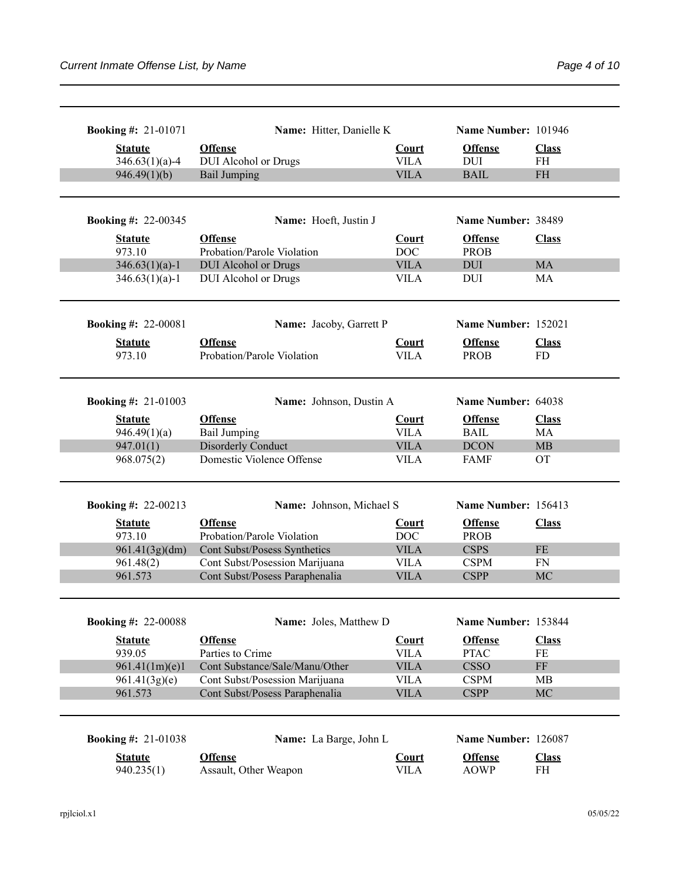**Booking #:** 21-01071 **Name:** Hitter, Danielle K **Name Number:** 101946

| Statute | Offense | Court | Offense | Class |
|---|---|---|---|---|
| 346.63(1)(a)-4 | DUI Alcohol or Drugs | VILA | DUI | FH |
| 946.49(1)(b) | Bail Jumping | VILA | BAIL | FH |

**Booking #:** 22-00345 **Name:** Hoeft, Justin J **Name Number:** 38489

| Statute | Offense | Court | Offense | Class |
|---|---|---|---|---|
| 973.10 | Probation/Parole Violation | DOC | PROB | |
| 346.63(1)(a)-1 | DUI Alcohol or Drugs | VILA | DUI | MA |
| 346.63(1)(a)-1 | DUI Alcohol or Drugs | VILA | DUI | MA |

**Booking #:** 22-00081 **Name:** Jacoby, Garrett P **Name Number:** 152021

| Statute | Offense | Court | Offense | Class |
|---|---|---|---|---|
| 973.10 | Probation/Parole Violation | VILA | PROB | FD |

**Booking #:** 21-01003 **Name:** Johnson, Dustin A **Name Number:** 64038

| Statute | Offense | Court | Offense | Class |
|---|---|---|---|---|
| 946.49(1)(a) | Bail Jumping | VILA | BAIL | MA |
| 947.01(1) | Disorderly Conduct | VILA | DCON | MB |
| 968.075(2) | Domestic Violence Offense | VILA | FAMF | OT |

**Booking #:** 22-00213 **Name:** Johnson, Michael S **Name Number:** 156413

| Statute | Offense | Court | Offense | Class |
|---|---|---|---|---|
| 973.10 | Probation/Parole Violation | DOC | PROB | |
| 961.41(3g)(dm) | Cont Subst/Posess Synthetics | VILA | CSPS | FE |
| 961.48(2) | Cont Subst/Posession Marijuana | VILA | CSPM | FN |
| 961.573 | Cont Subst/Posess Paraphenalia | VILA | CSPP | MC |

**Booking #:** 22-00088 **Name:** Joles, Matthew D **Name Number:** 153844

| Statute | Offense | Court | Offense | Class |
|---|---|---|---|---|
| 939.05 | Parties to Crime | VILA | PTAC | FE |
| 961.41(1m)(e)1 | Cont Substance/Sale/Manu/Other | VILA | CSSO | FF |
| 961.41(3g)(e) | Cont Subst/Posession Marijuana | VILA | CSPM | MB |
| 961.573 | Cont Subst/Posess Paraphenalia | VILA | CSPP | MC |

**Booking #:** 21-01038 **Name:** La Barge, John L **Name Number:** 126087

| Statute | Offense | Court | Offense | Class |
|---|---|---|---|---|
| 940.235(1) | Assault, Other Weapon | VILA | AOWP | FH |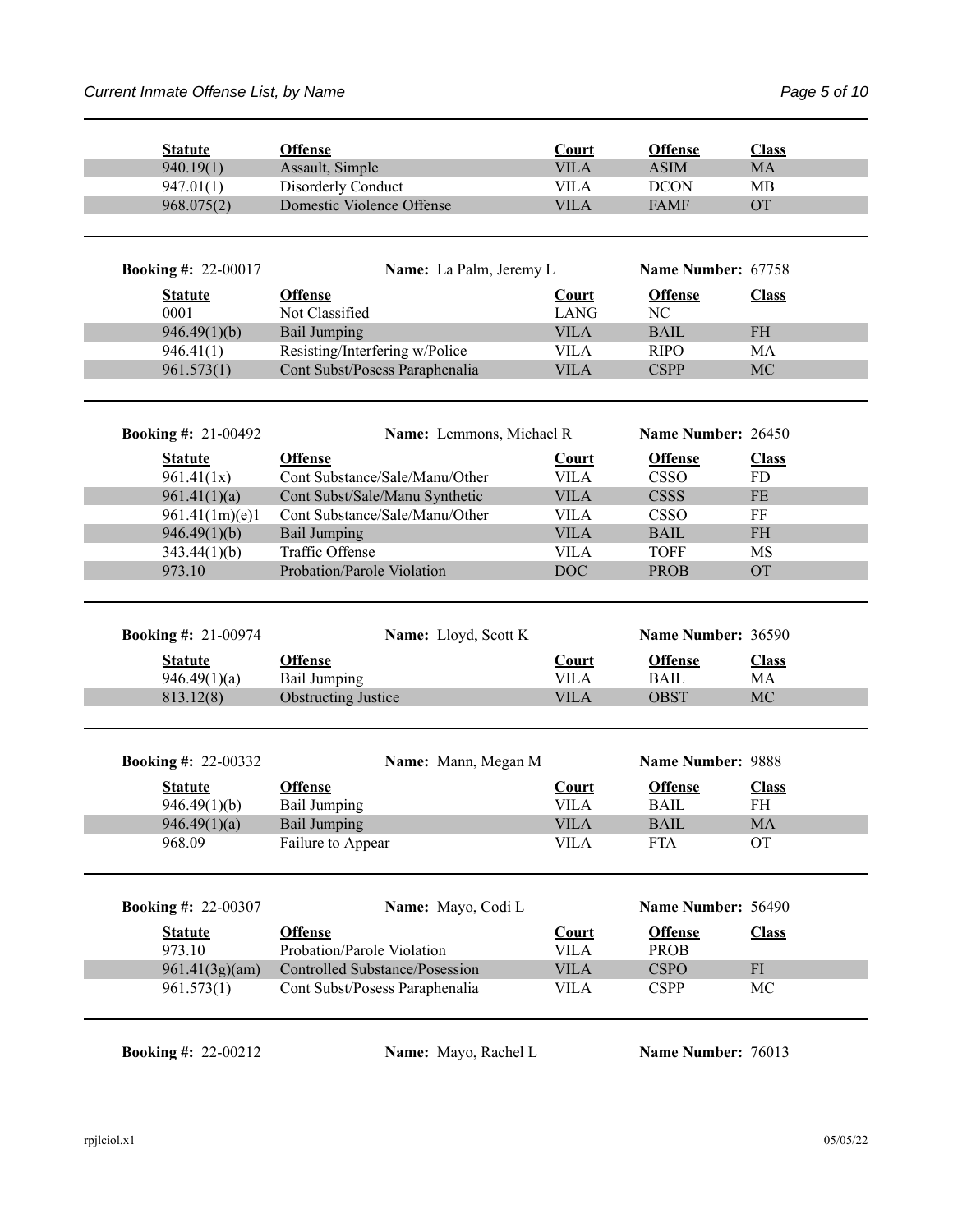| Statute | Offense | Court | Offense | Class |
|---|---|---|---|---|
| 940.19(1) | Assault, Simple | VILA | ASIM | MA |
| 947.01(1) | Disorderly Conduct | VILA | DCON | MB |
| 968.075(2) | Domestic Violence Offense | VILA | FAMF | OT |

**Booking #:** 22-00017 **Name:** La Palm, Jeremy L **Name Number:** 67758

| Statute | Offense | Court | Offense | Class |
|---|---|---|---|---|
| 0001 | Not Classified | LANG | NC | |
| 946.49(1)(b) | Bail Jumping | VILA | BAIL | FH |
| 946.41(1) | Resisting/Interfering w/Police | VILA | RIPO | MA |
| 961.573(1) | Cont Subst/Posess Paraphenalia | VILA | CSPP | MC |

**Booking #:** 21-00492 **Name:** Lemmons, Michael R **Name Number:** 26450

| Statute | Offense | Court | Offense | Class |
|---|---|---|---|---|
| 961.41(1x) | Cont Substance/Sale/Manu/Other | VILA | CSSO | FD |
| 961.41(1)(a) | Cont Subst/Sale/Manu Synthetic | VILA | CSSS | FE |
| 961.41(1m)(e)1 | Cont Substance/Sale/Manu/Other | VILA | CSSO | FF |
| 946.49(1)(b) | Bail Jumping | VILA | BAIL | FH |
| 343.44(1)(b) | Traffic Offense | VILA | TOFF | MS |
| 973.10 | Probation/Parole Violation | DOC | PROB | OT |

**Booking #:** 21-00974 **Name:** Lloyd, Scott K **Name Number:** 36590

| Statute | Offense | Court | Offense | Class |
|---|---|---|---|---|
| 946.49(1)(a) | Bail Jumping | VILA | BAIL | MA |
| 813.12(8) | Obstructing Justice | VILA | OBST | MC |

**Booking #:** 22-00332 **Name:** Mann, Megan M **Name Number:** 9888

| Statute | Offense | Court | Offense | Class |
|---|---|---|---|---|
| 946.49(1)(b) | Bail Jumping | VILA | BAIL | FH |
| 946.49(1)(a) | Bail Jumping | VILA | BAIL | MA |
| 968.09 | Failure to Appear | VILA | FTA | OT |

**Booking #:** 22-00307 **Name:** Mayo, Codi L **Name Number:** 56490

| Statute | Offense | Court | Offense | Class |
|---|---|---|---|---|
| 973.10 | Probation/Parole Violation | VILA | PROB | |
| 961.41(3g)(am) | Controlled Substance/Posession | VILA | CSPO | FI |
| 961.573(1) | Cont Subst/Posess Paraphenalia | VILA | CSPP | MC |

**Booking #:** 22-00212 **Name:** Mayo, Rachel L **Name Number:** 76013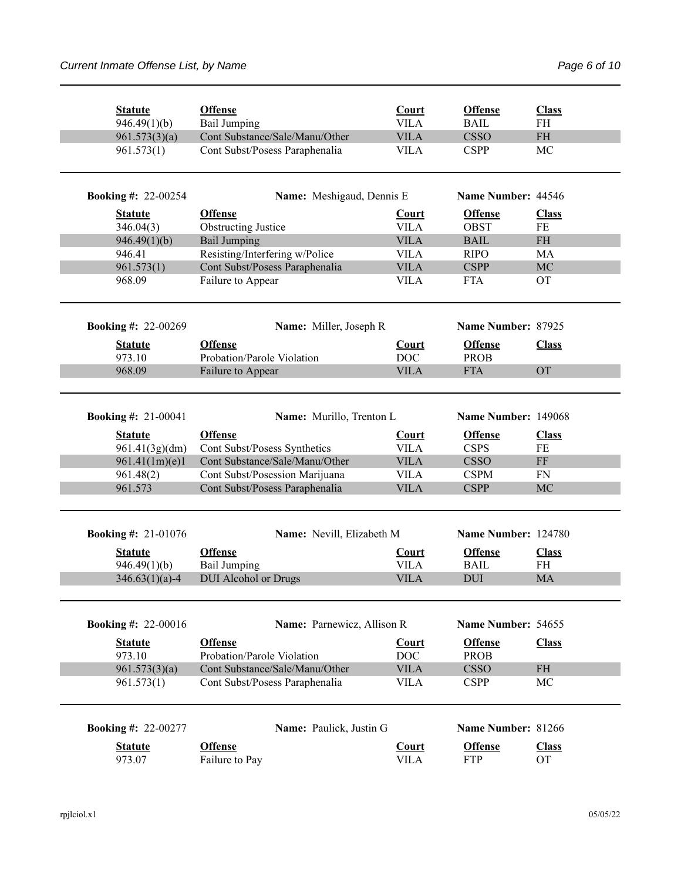| Statute | Offense | Court | Offense | Class |
|---|---|---|---|---|
| 946.49(1)(b) | Bail Jumping | VILA | BAIL | FH |
| 961.573(3)(a) | Cont Substance/Sale/Manu/Other | VILA | CSSO | FH |
| 961.573(1) | Cont Subst/Posess Paraphenalia | VILA | CSPP | MC |

**Booking #:** 22-00254 **Name:** Meshigaud, Dennis E **Name Number:** 44546

| Statute | Offense | Court | Offense | Class |
|---|---|---|---|---|
| 346.04(3) | Obstructing Justice | VILA | OBST | FE |
| 946.49(1)(b) | Bail Jumping | VILA | BAIL | FH |
| 946.41 | Resisting/Interfering w/Police | VILA | RIPO | MA |
| 961.573(1) | Cont Subst/Posess Paraphenalia | VILA | CSPP | MC |
| 968.09 | Failure to Appear | VILA | FTA | OT |

**Booking #:** 22-00269 **Name:** Miller, Joseph R **Name Number:** 87925

| Statute | Offense | Court | Offense | Class |
|---|---|---|---|---|
| 973.10 | Probation/Parole Violation | DOC | PROB | |
| 968.09 | Failure to Appear | VILA | FTA | OT |

**Booking #:** 21-00041 **Name:** Murillo, Trenton L **Name Number:** 149068

| Statute | Offense | Court | Offense | Class |
|---|---|---|---|---|
| 961.41(3g)(dm) | Cont Subst/Posess Synthetics | VILA | CSPS | FE |
| 961.41(1m)(e)1 | Cont Substance/Sale/Manu/Other | VILA | CSSO | FF |
| 961.48(2) | Cont Subst/Posession Marijuana | VILA | CSPM | FN |
| 961.573 | Cont Subst/Posess Paraphenalia | VILA | CSPP | MC |

**Booking #:** 21-01076 **Name:** Nevill, Elizabeth M **Name Number:** 124780

| Statute | Offense | Court | Offense | Class |
|---|---|---|---|---|
| 946.49(1)(b) | Bail Jumping | VILA | BAIL | FH |
| 346.63(1)(a)-4 | DUI Alcohol or Drugs | VILA | DUI | MA |

**Booking #:** 22-00016 **Name:** Parnewicz, Allison R **Name Number:** 54655

| Statute | Offense | Court | Offense | Class |
|---|---|---|---|---|
| 973.10 | Probation/Parole Violation | DOC | PROB | |
| 961.573(3)(a) | Cont Substance/Sale/Manu/Other | VILA | CSSO | FH |
| 961.573(1) | Cont Subst/Posess Paraphenalia | VILA | CSPP | MC |

**Booking #:** 22-00277 **Name:** Paulick, Justin G **Name Number:** 81266

| Statute | Offense | Court | Offense | Class |
|---|---|---|---|---|
| 973.07 | Failure to Pay | VILA | FTP | OT |

rpjlciol.x1 05/05/22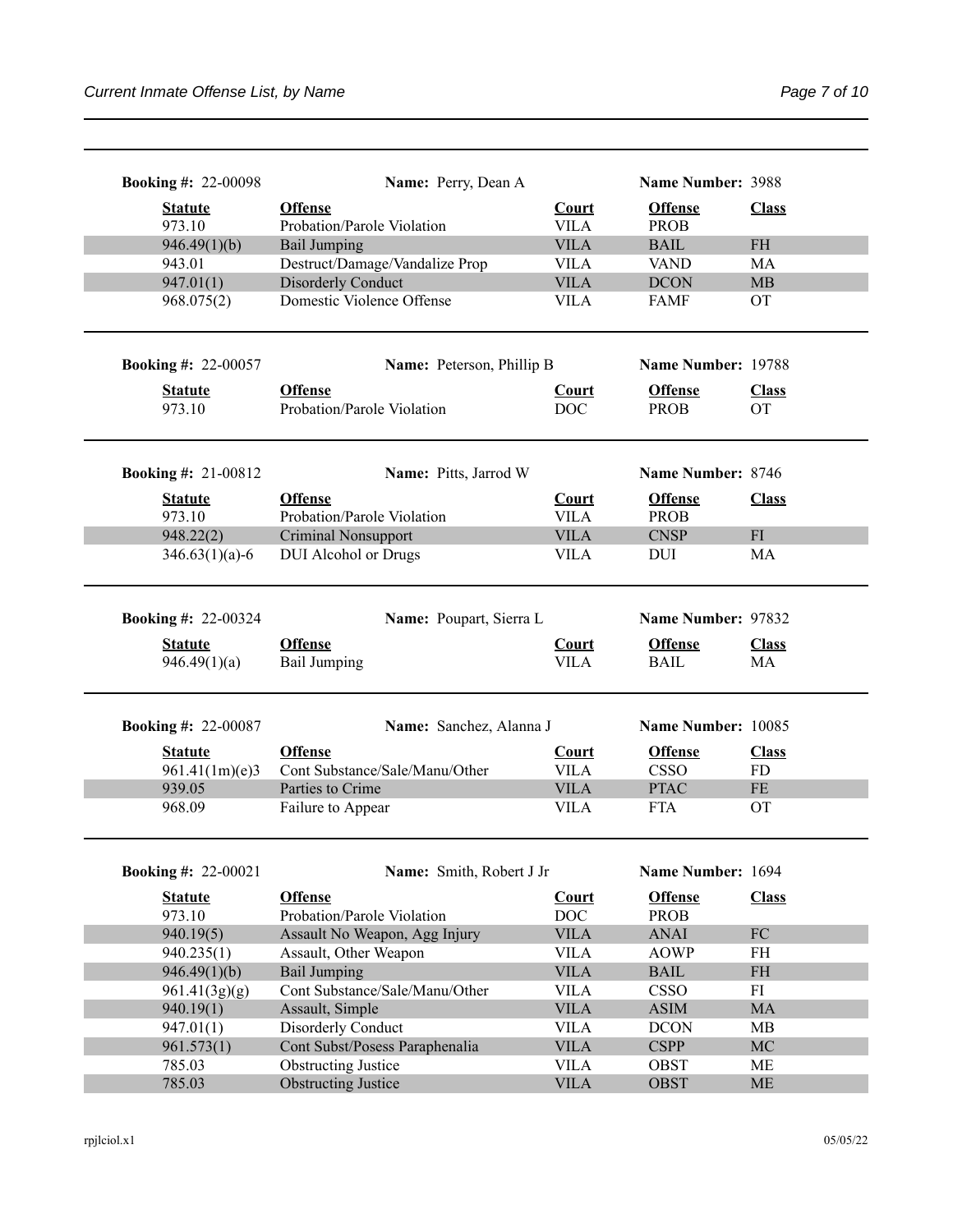**Booking #:** 22-00098 **Name:** Perry, Dean A **Name Number:** 3988

| Statute | Offense | Court | Offense | Class |
|---|---|---|---|---|
| 973.10 | Probation/Parole Violation | VILA | PROB | |
| 946.49(1)(b) | Bail Jumping | VILA | BAIL | FH |
| 943.01 | Destruct/Damage/Vandalize Prop | VILA | VAND | MA |
| 947.01(1) | Disorderly Conduct | VILA | DCON | MB |
| 968.075(2) | Domestic Violence Offense | VILA | FAMF | OT |

**Booking #:** 22-00057 **Name:** Peterson, Phillip B **Name Number:** 19788

| Statute | Offense | Court | Offense | Class |
|---|---|---|---|---|
| 973.10 | Probation/Parole Violation | DOC | PROB | OT |

**Booking #:** 21-00812 **Name:** Pitts, Jarrod W **Name Number:** 8746

| Statute | Offense | Court | Offense | Class |
|---|---|---|---|---|
| 973.10 | Probation/Parole Violation | VILA | PROB | |
| 948.22(2) | Criminal Nonsupport | VILA | CNSP | FI |
| 346.63(1)(a)-6 | DUI Alcohol or Drugs | VILA | DUI | MA |

**Booking #:** 22-00324 **Name:** Poupart, Sierra L **Name Number:** 97832

| Statute | Offense | Court | Offense | Class |
|---|---|---|---|---|
| 946.49(1)(a) | Bail Jumping | VILA | BAIL | MA |

**Booking #:** 22-00087 **Name:** Sanchez, Alanna J **Name Number:** 10085

| Statute | Offense | Court | Offense | Class |
|---|---|---|---|---|
| 961.41(1m)(e)3 | Cont Substance/Sale/Manu/Other | VILA | CSSO | FD |
| 939.05 | Parties to Crime | VILA | PTAC | FE |
| 968.09 | Failure to Appear | VILA | FTA | OT |

**Booking #:** 22-00021 **Name:** Smith, Robert J Jr **Name Number:** 1694

| Statute | Offense | Court | Offense | Class |
|---|---|---|---|---|
| 973.10 | Probation/Parole Violation | DOC | PROB | |
| 940.19(5) | Assault No Weapon, Agg Injury | VILA | ANAI | FC |
| 940.235(1) | Assault, Other Weapon | VILA | AOWP | FH |
| 946.49(1)(b) | Bail Jumping | VILA | BAIL | FH |
| 961.41(3g)(g) | Cont Substance/Sale/Manu/Other | VILA | CSSO | FI |
| 940.19(1) | Assault, Simple | VILA | ASIM | MA |
| 947.01(1) | Disorderly Conduct | VILA | DCON | MB |
| 961.573(1) | Cont Subst/Posess Paraphenalia | VILA | CSPP | MC |
| 785.03 | Obstructing Justice | VILA | OBST | ME |
| 785.03 | Obstructing Justice | VILA | OBST | ME |

rpjlciol.x1 05/05/22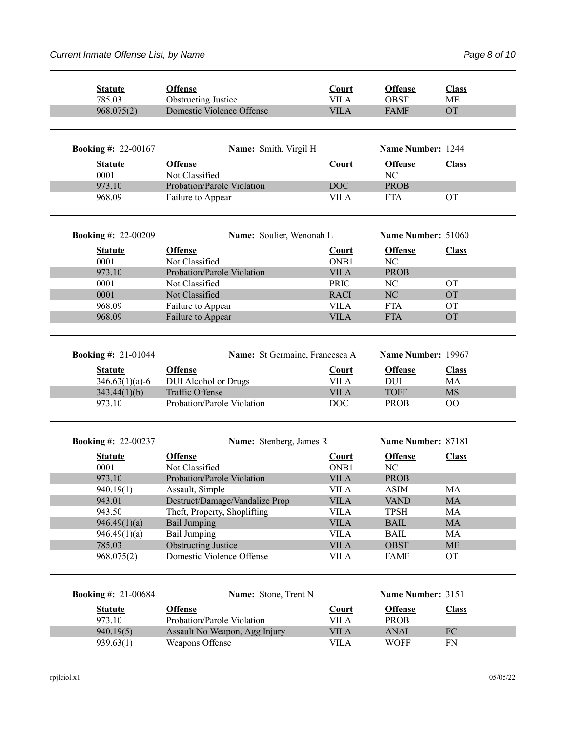| Statute | Offense | Court | Offense | Class |
|---|---|---|---|---|
| 785.03 | Obstructing Justice | VILA | OBST | ME |
| 968.075(2) | Domestic Violence Offense | VILA | FAMF | OT |

**Booking #:** 22-00167 **Name:** Smith, Virgil H **Name Number:** 1244

| Statute | Offense | Court | Offense | Class |
|---|---|---|---|---|
| 0001 | Not Classified | | NC | |
| 973.10 | Probation/Parole Violation | DOC | PROB | |
| 968.09 | Failure to Appear | VILA | FTA | OT |

**Booking #:** 22-00209 **Name:** Soulier, Wenonah L **Name Number:** 51060

| Statute | Offense | Court | Offense | Class |
|---|---|---|---|---|
| 0001 | Not Classified | ONB1 | NC | |
| 973.10 | Probation/Parole Violation | VILA | PROB | |
| 0001 | Not Classified | PRIC | NC | OT |
| 0001 | Not Classified | RACI | NC | OT |
| 968.09 | Failure to Appear | VILA | FTA | OT |
| 968.09 | Failure to Appear | VILA | FTA | OT |

**Booking #:** 21-01044 **Name:** St Germaine, Francesca A **Name Number:** 19967

| Statute | Offense | Court | Offense | Class |
|---|---|---|---|---|
| 346.63(1)(a)-6 | DUI Alcohol or Drugs | VILA | DUI | MA |
| 343.44(1)(b) | Traffic Offense | VILA | TOFF | MS |
| 973.10 | Probation/Parole Violation | DOC | PROB | OO |

**Booking #:** 22-00237 **Name:** Stenberg, James R **Name Number:** 87181

| Statute | Offense | Court | Offense | Class |
|---|---|---|---|---|
| 0001 | Not Classified | ONB1 | NC | |
| 973.10 | Probation/Parole Violation | VILA | PROB | |
| 940.19(1) | Assault, Simple | VILA | ASIM | MA |
| 943.01 | Destruct/Damage/Vandalize Prop | VILA | VAND | MA |
| 943.50 | Theft, Property, Shoplifting | VILA | TPSH | MA |
| 946.49(1)(a) | Bail Jumping | VILA | BAIL | MA |
| 946.49(1)(a) | Bail Jumping | VILA | BAIL | MA |
| 785.03 | Obstructing Justice | VILA | OBST | ME |
| 968.075(2) | Domestic Violence Offense | VILA | FAMF | OT |

**Booking #:** 21-00684 **Name:** Stone, Trent N **Name Number:** 3151

| Statute | Offense | Court | Offense | Class |
|---|---|---|---|---|
| 973.10 | Probation/Parole Violation | VILA | PROB | |
| 940.19(5) | Assault No Weapon, Agg Injury | VILA | ANAI | FC |
| 939.63(1) | Weapons Offense | VILA | WOFF | FN |

rpjlciol.x1 05/05/22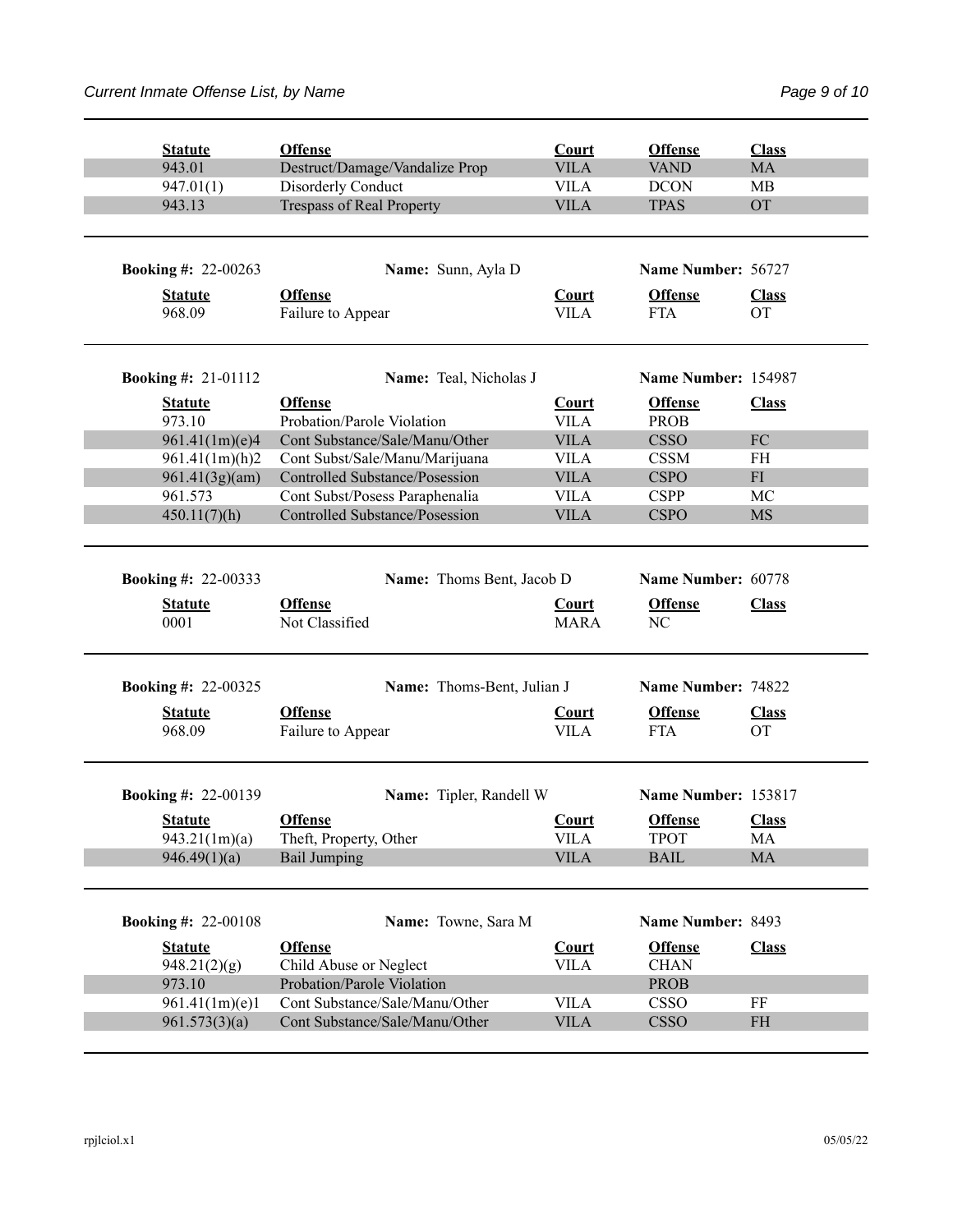| Statute | Offense | Court | Offense | Class |
|---|---|---|---|---|
| 943.01 | Destruct/Damage/Vandalize Prop | VILA | VAND | MA |
| 947.01(1) | Disorderly Conduct | VILA | DCON | MB |
| 943.13 | Trespass of Real Property | VILA | TPAS | OT |

**Booking #:** 22-00263 **Name:** Sunn, Ayla D **Name Number:** 56727

| Statute | Offense | Court | Offense | Class |
|---|---|---|---|---|
| 968.09 | Failure to Appear | VILA | FTA | OT |

**Booking #:** 21-01112 **Name:** Teal, Nicholas J **Name Number:** 154987

| Statute | Offense | Court | Offense | Class |
|---|---|---|---|---|
| 973.10 | Probation/Parole Violation | VILA | PROB | |
| 961.41(1m)(e)4 | Cont Substance/Sale/Manu/Other | VILA | CSSO | FC |
| 961.41(1m)(h)2 | Cont Subst/Sale/Manu/Marijuana | VILA | CSSM | FH |
| 961.41(3g)(am) | Controlled Substance/Posession | VILA | CSPO | FI |
| 961.573 | Cont Subst/Posess Paraphenalia | VILA | CSPP | MC |
| 450.11(7)(h) | Controlled Substance/Posession | VILA | CSPO | MS |

**Booking #:** 22-00333 **Name:** Thoms Bent, Jacob D **Name Number:** 60778

| Statute | Offense | Court | Offense | Class |
|---|---|---|---|---|
| 0001 | Not Classified | MARA | NC | |

**Booking #:** 22-00325 **Name:** Thoms-Bent, Julian J **Name Number:** 74822

| Statute | Offense | Court | Offense | Class |
|---|---|---|---|---|
| 968.09 | Failure to Appear | VILA | FTA | OT |

**Booking #:** 22-00139 **Name:** Tipler, Randell W **Name Number:** 153817

| Statute | Offense | Court | Offense | Class |
|---|---|---|---|---|
| 943.21(1m)(a) | Theft, Property, Other | VILA | TPOT | MA |
| 946.49(1)(a) | Bail Jumping | VILA | BAIL | MA |

**Booking #:** 22-00108 **Name:** Towne, Sara M **Name Number:** 8493

| Statute | Offense | Court | Offense | Class |
|---|---|---|---|---|
| 948.21(2)(g) | Child Abuse or Neglect | VILA | CHAN | |
| 973.10 | Probation/Parole Violation | | PROB | |
| 961.41(1m)(e)1 | Cont Substance/Sale/Manu/Other | VILA | CSSO | FF |
| 961.573(3)(a) | Cont Substance/Sale/Manu/Other | VILA | CSSO | FH |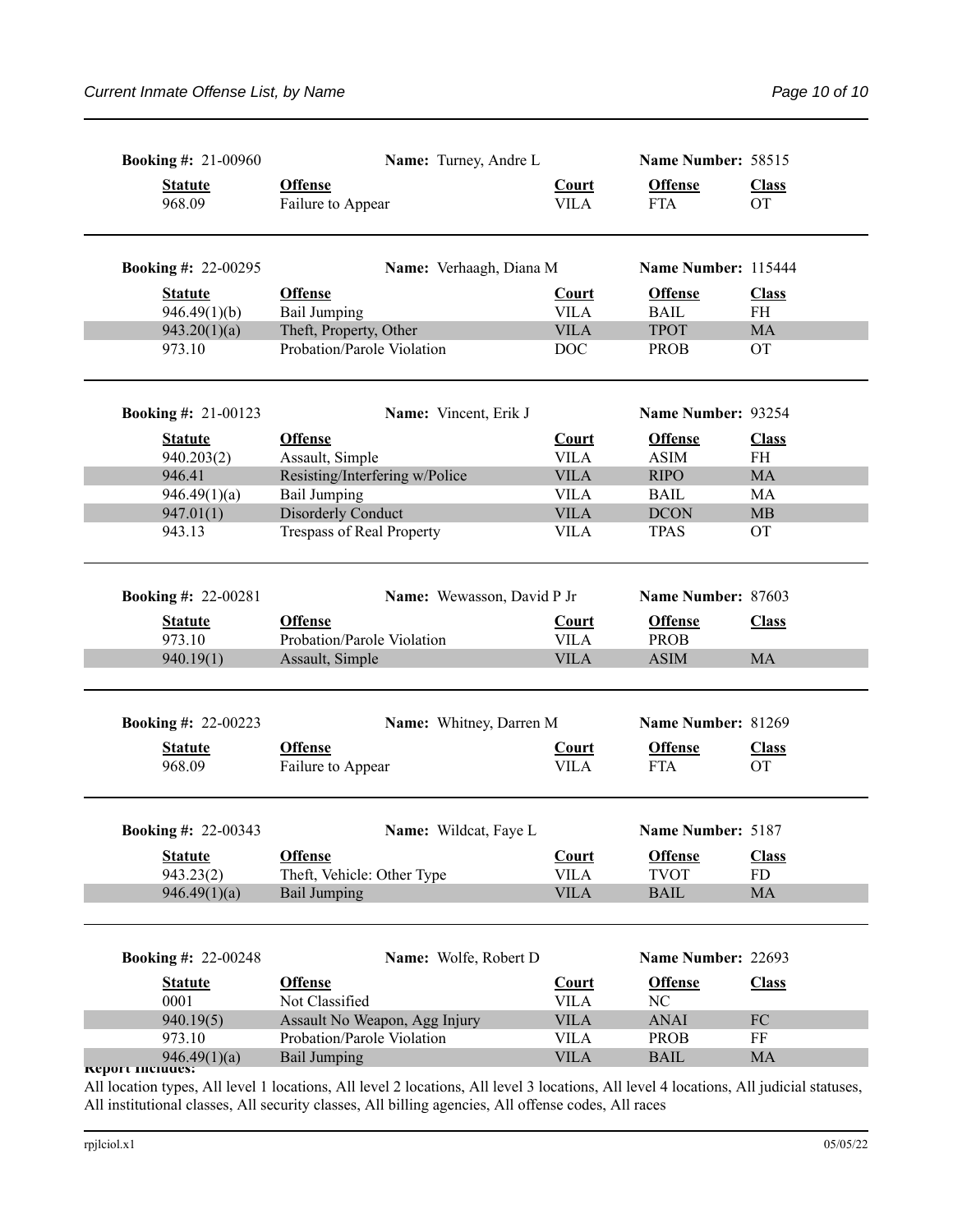**Booking #:** 21-00960 **Name:** Turney, Andre L **Name Number:** 58515

| Statute | Offense | Court | Offense | Class |
|---|---|---|---|---|
| 968.09 | Failure to Appear | VILA | FTA | OT |

**Booking #:** 22-00295 **Name:** Verhaagh, Diana M **Name Number:** 115444

| Statute | Offense | Court | Offense | Class |
|---|---|---|---|---|
| 946.49(1)(b) | Bail Jumping | VILA | BAIL | FH |
| 943.20(1)(a) | Theft, Property, Other | VILA | TPOT | MA |
| 973.10 | Probation/Parole Violation | DOC | PROB | OT |

**Booking #:** 21-00123 **Name:** Vincent, Erik J **Name Number:** 93254

| Statute | Offense | Court | Offense | Class |
|---|---|---|---|---|
| 940.203(2) | Assault, Simple | VILA | ASIM | FH |
| 946.41 | Resisting/Interfering w/Police | VILA | RIPO | MA |
| 946.49(1)(a) | Bail Jumping | VILA | BAIL | MA |
| 947.01(1) | Disorderly Conduct | VILA | DCON | MB |
| 943.13 | Trespass of Real Property | VILA | TPAS | OT |

**Booking #:** 22-00281 **Name:** Wewasson, David P Jr **Name Number:** 87603

| Statute | Offense | Court | Offense | Class |
|---|---|---|---|---|
| 973.10 | Probation/Parole Violation | VILA | PROB | |
| 940.19(1) | Assault, Simple | VILA | ASIM | MA |

**Booking #:** 22-00223 **Name:** Whitney, Darren M **Name Number:** 81269

| Statute | Offense | Court | Offense | Class |
|---|---|---|---|---|
| 968.09 | Failure to Appear | VILA | FTA | OT |

**Booking #:** 22-00343 **Name:** Wildcat, Faye L **Name Number:** 5187

| Statute | Offense | Court | Offense | Class |
|---|---|---|---|---|
| 943.23(2) | Theft, Vehicle: Other Type | VILA | TVOT | FD |
| 946.49(1)(a) | Bail Jumping | VILA | BAIL | MA |

**Booking #:** 22-00248 **Name:** Wolfe, Robert D **Name Number:** 22693

| Statute | Offense | Court | Offense | Class |
|---|---|---|---|---|
| 0001 | Not Classified | VILA | NC | |
| 940.19(5) | Assault No Weapon, Agg Injury | VILA | ANAI | FC |
| 973.10 | Probation/Parole Violation | VILA | PROB | FF |
| 946.49(1)(a) | Bail Jumping | VILA | BAIL | MA |

**Report Includes:**

All location types, All level 1 locations, All level 2 locations, All level 3 locations, All level 4 locations, All judicial statuses, All institutional classes, All security classes, All billing agencies, All offense codes, All races

rpjlciol.x1 05/05/22